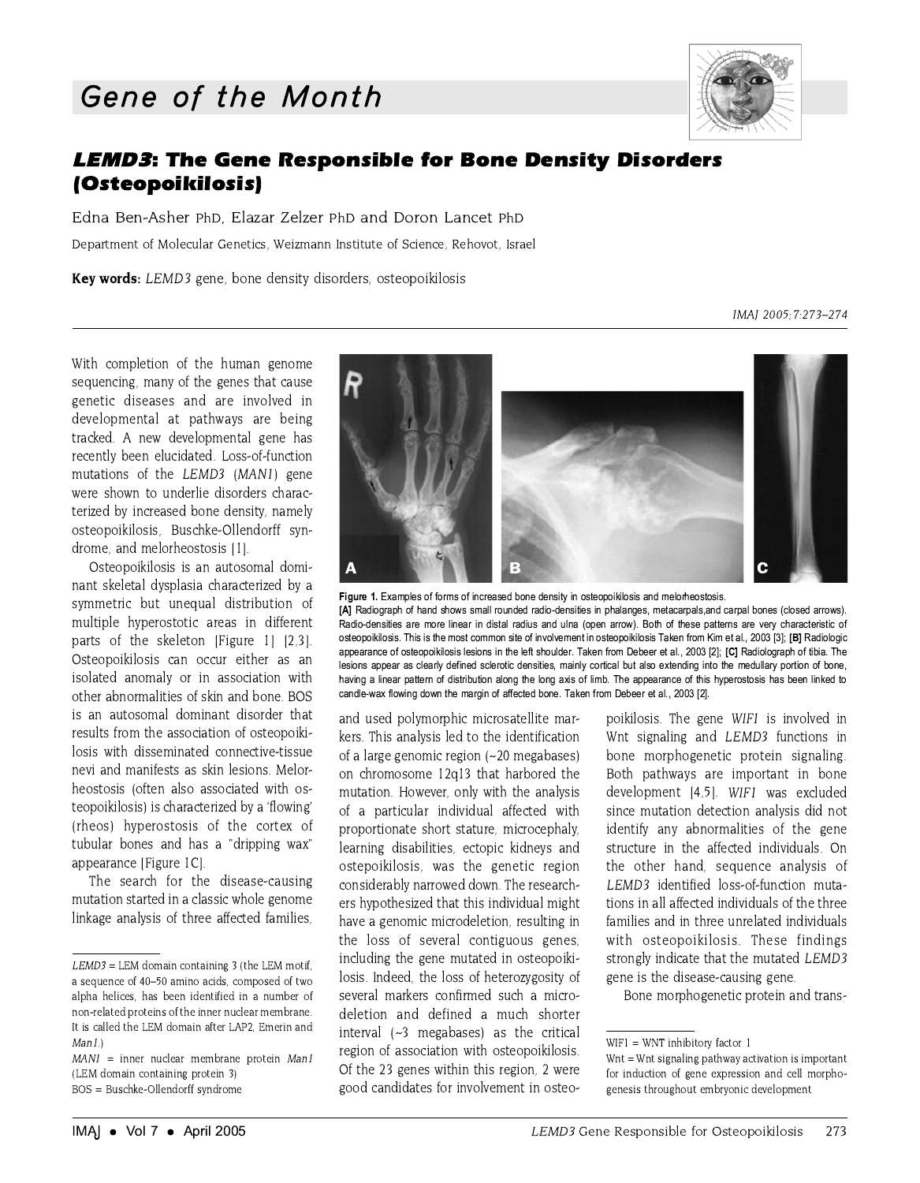# Gene of the Month

## *LEMD3*: The Gene Responsible for Bone Density Disorders (Osteopoikilosis)

Edna Ben-Asher PhD, Elazar Zelzer PhD and Doron Lancet PhD

Department of Molecular Genetics, Weizmann Institute of Science, Rehovot, Israel

**Key words:** *LEMD3* gene, bone density disorders, osteopoikilosis

With completion of the human genome sequencing, many of the genes that cause genetic diseases and are involved in developmental at pathways are being tracked. A new developmental gene has recently been elucidated. Loss-of-function mutations of the *LEMD3* (*MAN1*) gene were shown to underlie disorders characterized by increased bone density, namely osteopoikilosis, Buschke-Ollendorff syndrome, and melorheostosis [1].

Osteopoikilosis is an autosomal dominant skeletal dysplasia characterized by a symmetric but unequal distribution of multiple hyperostotic areas in different parts of the skeleton [Figure 1] [2,3]. Osteopoikilosis can occur either as an isolated anomaly or in association with other abnormalities of skin and bone. BOS is an autosomal dominant disorder that results from the association of osteopoikilosis with disseminated connective-tissue nevi and manifests as skin lesions. Melorheostosis (often also associated with osteopoikilosis) is characterized by a 'flowing' (rheos) hyperostosis of the cortex of tubular bones and has a "dripping wax" appearance [Figure 1C].

The search for the disease-causing mutation started in a classic whole genome linkage analysis of three affected families, and used polymorphic microsatellite markers. This analysis led to the identification of a large genomic region (~20 megabases) on chromosome 12q13 that harbored the mutation. However, only with the analysis of a particular individual affected with proportionate short stature, microcephaly, learning disabilities, ectopic kidneys and ostepoikilosis, was the genetic region considerably narrowed down. The researchers hypothesized that this individual might have a genomic microdeletion, resulting in the loss of several contiguous genes, including the gene mutated in osteopoikilosis. Indeed, the loss of heterozygosity of several markers confirmed such a microdeletion and defined a much shorter interval (~3 megabases) as the critical region of association with osteopoikilosis. Of the 23 genes within this region, 2 were good candidates for involvement in osteopoikilosis. The gene *WIF1* is involved in Wnt signaling and *LEMD3* functions in bone morphogenetic protein signaling. Both pathways are important in bone development [4,5]. *WIF1* was excluded since mutation detection analysis did not identify any abnormalities of the gene structure in the affected individuals. On the other hand, sequence analysis of *LEMD3* identified loss-of-function mutations in all affected individuals of the three families and in three unrelated individuals with osteopoikilosis. These findings strongly indicate that the mutated *LEMD3* gene is the disease-causing gene.

Bone morphogenetic protein and trans-

**Figure 1.** Examples of forms of increased bone density in osteopoikilosis and melorheostosis.
**[A]** Radiograph of hand shows small rounded radio-densities in phalanges, metacarpals,and carpal bones (closed arrows). Radio-densities are more linear in distal radius and ulna (open arrow). Both of these patterns are very characteristic of osteopoikilosis. This is the most common site of involvement in osteopoikilosis Taken from Kim et al., 2003 [3]; **[B]** Radiologic appearance of osteopoikilosis lesions in the left shoulder. Taken from Debeer et al., 2003 [2]; **[C]** Radiolograph of tibia. The lesions appear as clearly defined sclerotic densities, mainly cortical but also extending into the medullary portion of bone, having a linear pattern of distribution along the long axis of limb. The appearance of this hyperostosis has been linked to candle-wax flowing down the margin of affected bone. Taken from Debeer et al., 2003 [2].

---

*LEMD3* = LEM domain containing 3 (the LEM motif, a sequence of 40–50 amino acids, composed of two alpha helices, has been identified in a number of non-related proteins of the inner nuclear membrane. It is called the LEM domain after LAP2, Emerin and *Man1*.)

*MAN1* = inner nuclear membrane protein *Man1* (LEM domain containing protein 3)

BOS = Buschke-Ollendorff syndrome

WIF1 = WNT inhibitory factor 1

Wnt = Wnt signaling pathway activation is important for induction of gene expression and cell morphogenesis throughout embryonic development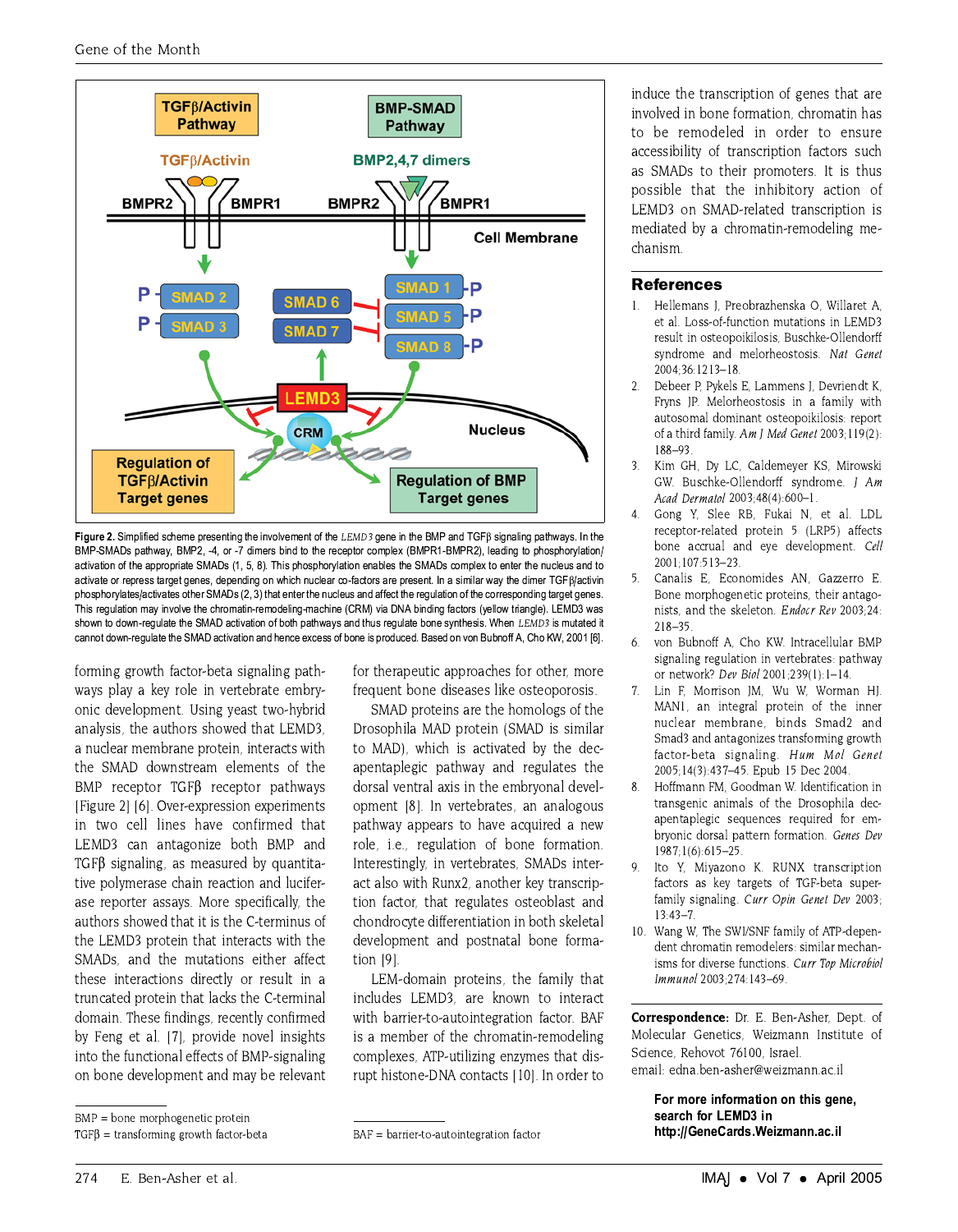Figure 2. Simplified scheme presenting the involvement of the *LEMD3* gene in the BMP and TGFβ signaling pathways. In the BMP-SMADs pathway, BMP2, -4, or -7 dimers bind to the receptor complex (BMPR1-BMPR2), leading to phosphorylation/activation of the appropriate SMADs (1, 5, 8). This phosphorylation enables the SMADs complex to enter the nucleus and to activate or repress target genes, depending on which nuclear co-factors are present. In a similar way the dimer TGFβ/activin phosphorylates/activates other SMADs (2, 3) that enter the nucleus and affect the regulation of the corresponding target genes. This regulation may involve the chromatin-remodeling-machine (CRM) via DNA binding factors (yellow triangle). LEMD3 was shown to down-regulate the SMAD activation of both pathways and thus regulate bone synthesis. When *LEMD3* is mutated it cannot down-regulate the SMAD activation and hence excess of bone is produced. Based on von Bubnoff A, Cho KW, 2001 [6].

forming growth factor-beta signaling pathways play a key role in vertebrate embryonic development. Using yeast two-hybrid analysis, the authors showed that LEMD3, a nuclear membrane protein, interacts with the SMAD downstream elements of the BMP receptor TGFβ receptor pathways [Figure 2] [6]. Over-expression experiments in two cell lines have confirmed that LEMD3 can antagonize both BMP and TGFβ signaling, as measured by quantitative polymerase chain reaction and luciferase reporter assays. More specifically, the authors showed that it is the C-terminus of the LEMD3 protein that interacts with the SMADs, and the mutations either affect these interactions directly or result in a truncated protein that lacks the C-terminal domain. These findings, recently confirmed by Feng et al. [7], provide novel insights into the functional effects of BMP-signaling on bone development and may be relevant for therapeutic approaches for other, more frequent bone diseases like osteoporosis.

SMAD proteins are the homologs of the Drosophila MAD protein (SMAD is similar to MAD), which is activated by the decapentaplegic pathway and regulates the dorsal ventral axis in the embryonal development [8]. In vertebrates, an analogous pathway appears to have acquired a new role, i.e., regulation of bone formation. Interestingly, in vertebrates, SMADs interact also with Runx2, another key transcription factor, that regulates osteoblast and chondrocyte differentiation in both skeletal development and postnatal bone formation [9].

LEM-domain proteins, the family that includes LEMD3, are known to interact with barrier-to-autointegration factor. BAF is a member of the chromatin-remodeling complexes, ATP-utilizing enzymes that disrupt histone-DNA contacts [10]. In order to induce the transcription of genes that are involved in bone formation, chromatin has to be remodeled in order to ensure accessibility of transcription factors such as SMADs to their promoters. It is thus possible that the inhibitory action of LEMD3 on SMAD-related transcription is mediated by a chromatin-remodeling mechanism.

BMP = bone morphogenetic protein
TGFβ = transforming growth factor-beta

BAF = barrier-to-autointegration factor

## References

1. Hellemans J, Preobrazhenska O, Willaert A, et al. Loss-of-function mutations in LEMD3 result in osteopoikilosis, Buschke-Ollendorff syndrome and melorheostosis. *Nat Genet* 2004;36:1213–18.
2. Debeer P, Pykels E, Lammens J, Devriendt K, Fryns JP. Melorheostosis in a family with autosomal dominant osteopoikilosis: report of a third family. *Am J Med Genet* 2003;119(2):188–93.
3. Kim GH, Dy LC, Caldemeyer KS, Mirowski GW. Buschke-Ollendorff syndrome. *J Am Acad Dermatol* 2003;48(4):600–1.
4. Gong Y, Slee RB, Fukai N, et al. LDL receptor-related protein 5 (LRP5) affects bone accrual and eye development. *Cell* 2001;107:513–23.
5. Canalis E, Economides AN, Gazzerro E. Bone morphogenetic proteins, their antagonists, and the skeleton. *Endocr Rev* 2003;24:218–35.
6. von Bubnoff A, Cho KW. Intracellular BMP signaling regulation in vertebrates: pathway or network? *Dev Biol* 2001;239(1):1–14.
7. Lin F, Morrison JM, Wu W, Worman HJ. MAN1, an integral protein of the inner nuclear membrane, binds Smad2 and Smad3 and antagonizes transforming growth factor-beta signaling. *Hum Mol Genet* 2005;14(3):437–45. Epub 15 Dec 2004.
8. Hoffmann FM, Goodman W. Identification in transgenic animals of the Drosophila decapentaplegic sequences required for embryonic dorsal pattern formation. *Genes Dev* 1987;1(6):615–25.
9. Ito Y, Miyazono K. RUNX transcription factors as key targets of TGF-beta superfamily signaling. *Curr Opin Genet Dev* 2003;13:43–7.
10. Wang W. The SWI/SNF family of ATP-dependent chromatin remodelers: similar mechanisms for diverse functions. *Curr Top Microbiol Immunol* 2003;274:143–69.

**Correspondence:** Dr. E. Ben-Asher, Dept. of Molecular Genetics, Weizmann Institute of Science, Rehovot 76100, Israel.
email: edna.ben-asher@weizmann.ac.il

**For more information on this gene, search for LEMD3 in http://GeneCards.Weizmann.ac.il**